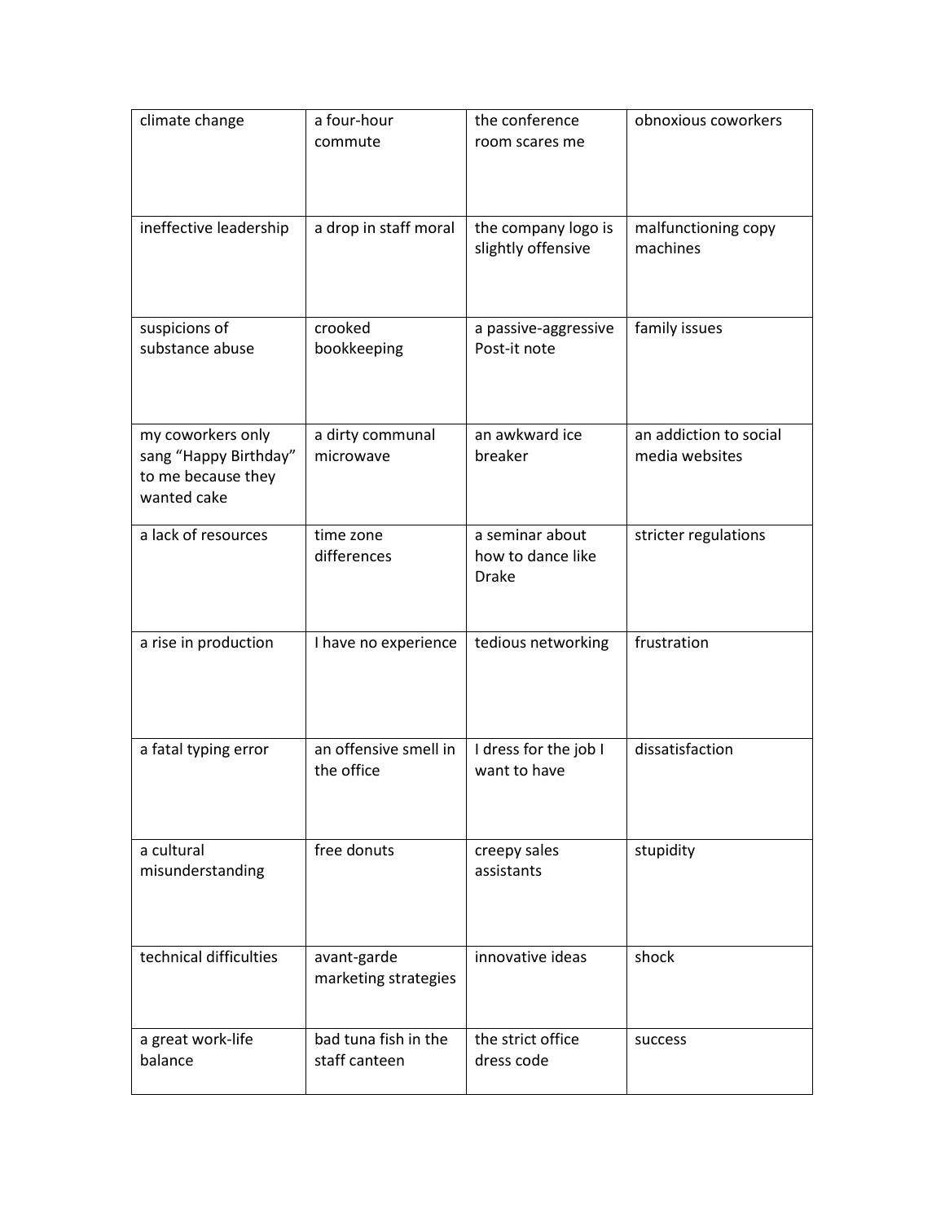| climate change | a four-hour commute | the conference room scares me | obnoxious coworkers |
| --- | --- | --- | --- |
| ineffective leadership | a drop in staff moral | the company logo is slightly offensive | malfunctioning copy machines |
| suspicions of substance abuse | crooked bookkeeping | a passive-aggressive Post-it note | family issues |
| my coworkers only sang “Happy Birthday” to me because they wanted cake | a dirty communal microwave | an awkward ice breaker | an addiction to social media websites |
| a lack of resources | time zone differences | a seminar about how to dance like Drake | stricter regulations |
| a rise in production | I have no experience | tedious networking | frustration |
| a fatal typing error | an offensive smell in the office | I dress for the job I want to have | dissatisfaction |
| a cultural misunderstanding | free donuts | creepy sales assistants | stupidity |
| technical difficulties | avant-garde marketing strategies | innovative ideas | shock |
| a great work-life balance | bad tuna fish in the staff canteen | the strict office dress code | success |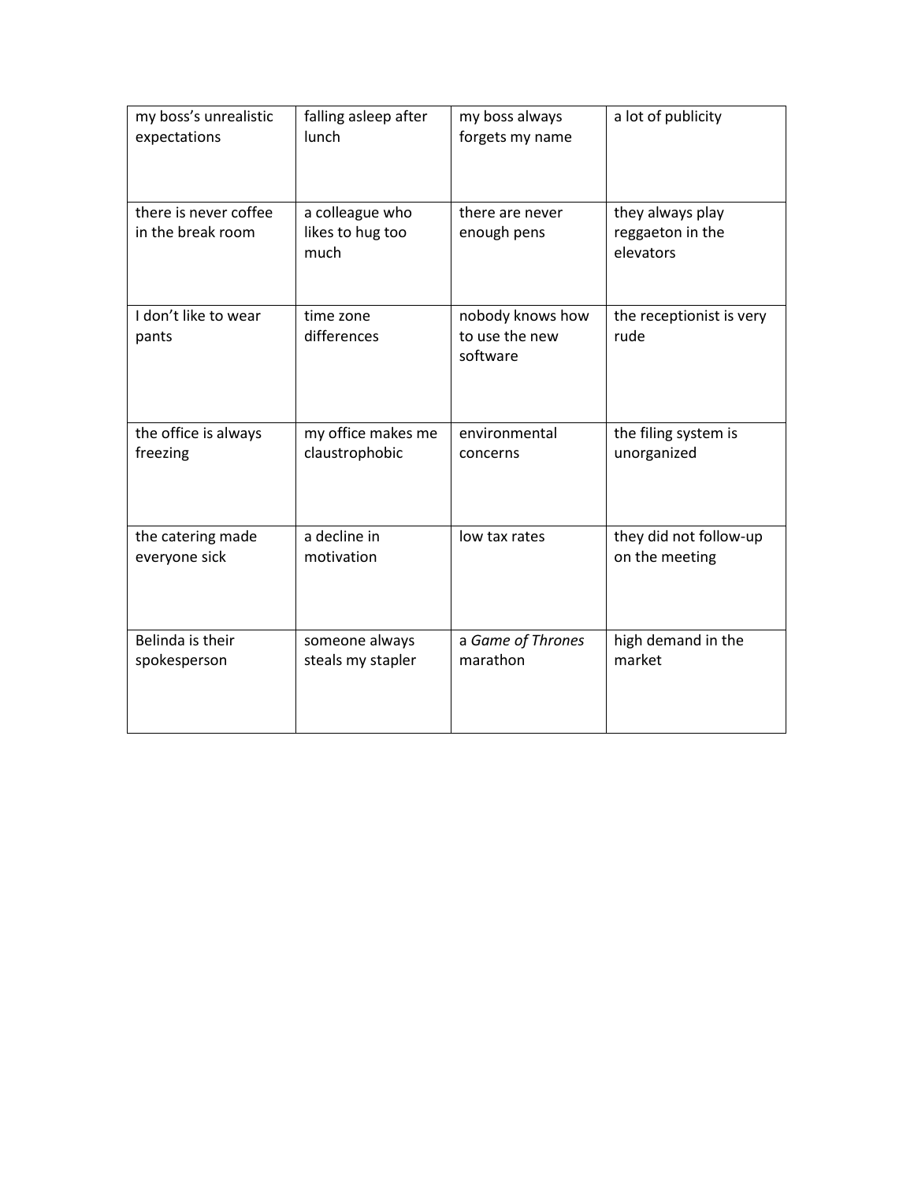| | | | |
|---|---|---|---|
| my boss's unrealistic expectations | falling asleep after lunch | my boss always forgets my name | a lot of publicity |
| there is never coffee in the break room | a colleague who likes to hug too much | there are never enough pens | they always play reggaeton in the elevators |
| I don't like to wear pants | time zone differences | nobody knows how to use the new software | the receptionist is very rude |
| the office is always freezing | my office makes me claustrophobic | environmental concerns | the filing system is unorganized |
| the catering made everyone sick | a decline in motivation | low tax rates | they did not follow-up on the meeting |
| Belinda is their spokesperson | someone always steals my stapler | a *Game of Thrones* marathon | high demand in the market |